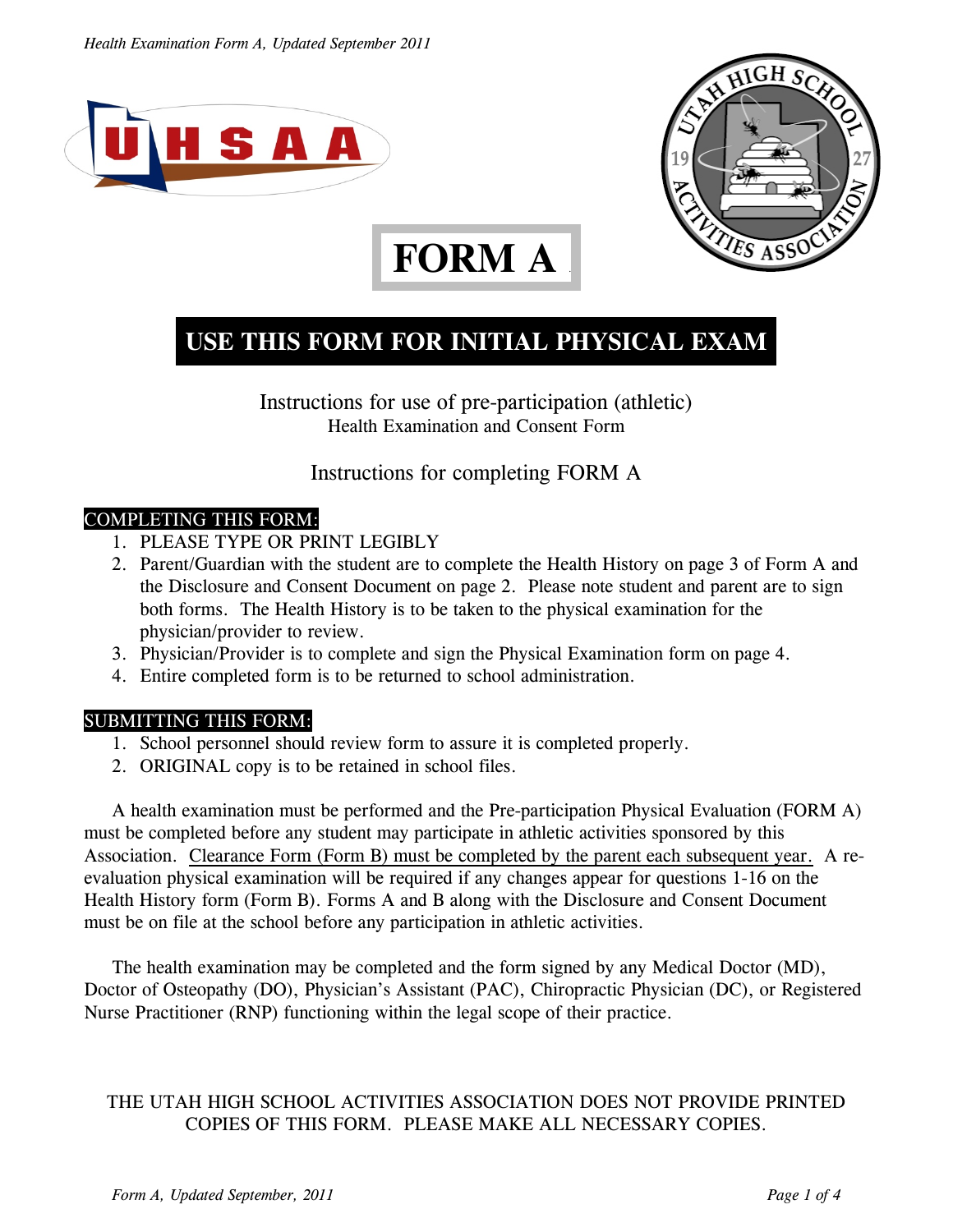# FORM A

## USE THIS FORM FOR INITIAL PHYSICAL EXAM

Instructions for use of pre-participation (athletic)
Health Examination and Consent Form

Instructions for completing FORM A

**COMPLETING THIS FORM:**

1. PLEASE TYPE OR PRINT LEGIBLY
2. Parent/Guardian with the student are to complete the Health History on page 3 of Form A and the Disclosure and Consent Document on page 2. Please note student and parent are to sign both forms. The Health History is to be taken to the physical examination for the physician/provider to review.
3. Physician/Provider is to complete and sign the Physical Examination form on page 4.
4. Entire completed form is to be returned to school administration.

**SUBMITTING THIS FORM:**

1. School personnel should review form to assure it is completed properly.
2. ORIGINAL copy is to be retained in school files.

A health examination must be performed and the Pre-participation Physical Evaluation (FORM A) must be completed before any student may participate in athletic activities sponsored by this Association. Clearance Form (Form B) must be completed by the parent each subsequent year. A re-evaluation physical examination will be required if any changes appear for questions 1-16 on the Health History form (Form B). Forms A and B along with the Disclosure and Consent Document must be on file at the school before any participation in athletic activities.

The health examination may be completed and the form signed by any Medical Doctor (MD), Doctor of Osteopathy (DO), Physician's Assistant (PAC), Chiropractic Physician (DC), or Registered Nurse Practitioner (RNP) functioning within the legal scope of their practice.

THE UTAH HIGH SCHOOL ACTIVITIES ASSOCIATION DOES NOT PROVIDE PRINTED COPIES OF THIS FORM. PLEASE MAKE ALL NECESSARY COPIES.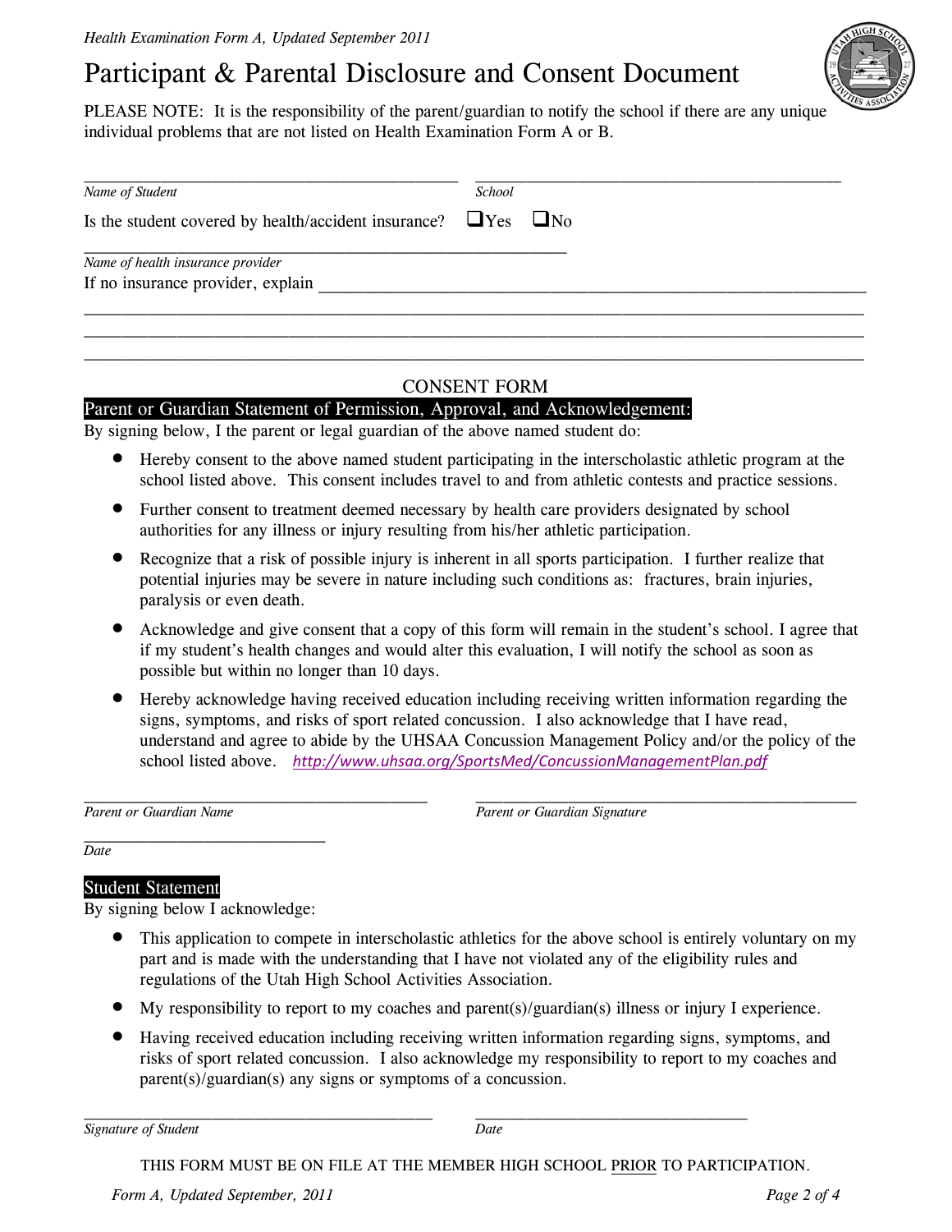*Health Examination Form A, Updated September 2011*

# Participant & Parental Disclosure and Consent Document

PLEASE NOTE: It is the responsibility of the parent/guardian to notify the school if there are any unique individual problems that are not listed on Health Examination Form A or B.

\_\_\_\_\_\_\_\_\_\_\_\_\_\_\_\_\_\_\_\_\_\_\_\_\_\_\_\_\_\_\_\_\_\_\_\_\_\_\_\_ \_\_\_\_\_\_\_\_\_\_\_\_\_\_\_\_\_\_\_\_\_\_\_\_\_\_\_\_\_\_\_\_\_\_\_\_\_\_\_\_
*Name of Student* *School*

Is the student covered by health/accident insurance? ☐Yes ☐No

\_\_\_\_\_\_\_\_\_\_\_\_\_\_\_\_\_\_\_\_\_\_\_\_\_\_\_\_\_\_\_\_\_\_\_\_\_\_\_\_\_\_\_\_\_\_\_\_\_\_
*Name of health insurance provider*

If no insurance provider, explain \_\_\_\_\_\_\_\_\_\_\_\_\_\_\_\_\_\_\_\_\_\_\_\_\_\_\_\_\_\_\_\_\_\_\_\_\_\_\_\_\_\_\_\_\_\_\_\_\_\_\_\_\_\_\_\_

\_\_\_\_\_\_\_\_\_\_\_\_\_\_\_\_\_\_\_\_\_\_\_\_\_\_\_\_\_\_\_\_\_\_\_\_\_\_\_\_\_\_\_\_\_\_\_\_\_\_\_\_\_\_\_\_\_\_\_\_\_\_\_\_\_\_\_\_\_\_\_\_\_\_\_\_\_\_\_\_\_\_\_\_

\_\_\_\_\_\_\_\_\_\_\_\_\_\_\_\_\_\_\_\_\_\_\_\_\_\_\_\_\_\_\_\_\_\_\_\_\_\_\_\_\_\_\_\_\_\_\_\_\_\_\_\_\_\_\_\_\_\_\_\_\_\_\_\_\_\_\_\_\_\_\_\_\_\_\_\_\_\_\_\_\_\_\_\_

\_\_\_\_\_\_\_\_\_\_\_\_\_\_\_\_\_\_\_\_\_\_\_\_\_\_\_\_\_\_\_\_\_\_\_\_\_\_\_\_\_\_\_\_\_\_\_\_\_\_\_\_\_\_\_\_\_\_\_\_\_\_\_\_\_\_\_\_\_\_\_\_\_\_\_\_\_\_\_\_\_\_\_\_

## CONSENT FORM

### Parent or Guardian Statement of Permission, Approval, and Acknowledgement:

By signing below, I the parent or legal guardian of the above named student do:

- Hereby consent to the above named student participating in the interscholastic athletic program at the school listed above. This consent includes travel to and from athletic contests and practice sessions.
- Further consent to treatment deemed necessary by health care providers designated by school authorities for any illness or injury resulting from his/her athletic participation.
- Recognize that a risk of possible injury is inherent in all sports participation. I further realize that potential injuries may be severe in nature including such conditions as: fractures, brain injuries, paralysis or even death.
- Acknowledge and give consent that a copy of this form will remain in the student's school. I agree that if my student's health changes and would alter this evaluation, I will notify the school as soon as possible but within no longer than 10 days.
- Hereby acknowledge having received education including receiving written information regarding the signs, symptoms, and risks of sport related concussion. I also acknowledge that I have read, understand and agree to abide by the UHSAA Concussion Management Policy and/or the policy of the school listed above. *http://www.uhsaa.org/SportsMed/ConcussionManagementPlan.pdf*

\_\_\_\_\_\_\_\_\_\_\_\_\_\_\_\_\_\_\_\_\_\_\_\_\_\_\_\_\_\_\_\_\_\_\_\_\_\_\_\_ \_\_\_\_\_\_\_\_\_\_\_\_\_\_\_\_\_\_\_\_\_\_\_\_\_\_\_\_\_\_\_\_\_\_\_\_\_\_\_\_\_\_\_
*Parent or Guardian Name* *Parent or Guardian Signature*

\_\_\_\_\_\_\_\_\_\_\_\_\_\_\_\_\_\_\_\_\_\_\_\_\_\_\_\_
*Date*

### Student Statement

By signing below I acknowledge:

- This application to compete in interscholastic athletics for the above school is entirely voluntary on my part and is made with the understanding that I have not violated any of the eligibility rules and regulations of the Utah High School Activities Association.
- My responsibility to report to my coaches and parent(s)/guardian(s) illness or injury I experience.
- Having received education including receiving written information regarding signs, symptoms, and risks of sport related concussion. I also acknowledge my responsibility to report to my coaches and parent(s)/guardian(s) any signs or symptoms of a concussion.

\_\_\_\_\_\_\_\_\_\_\_\_\_\_\_\_\_\_\_\_\_\_\_\_\_\_\_\_\_\_\_\_\_\_\_\_\_\_\_\_ \_\_\_\_\_\_\_\_\_\_\_\_\_\_\_\_\_\_\_\_\_\_\_\_\_\_\_\_\_\_\_
*Signature of Student* *Date*

THIS FORM MUST BE ON FILE AT THE MEMBER HIGH SCHOOL PRIOR TO PARTICIPATION.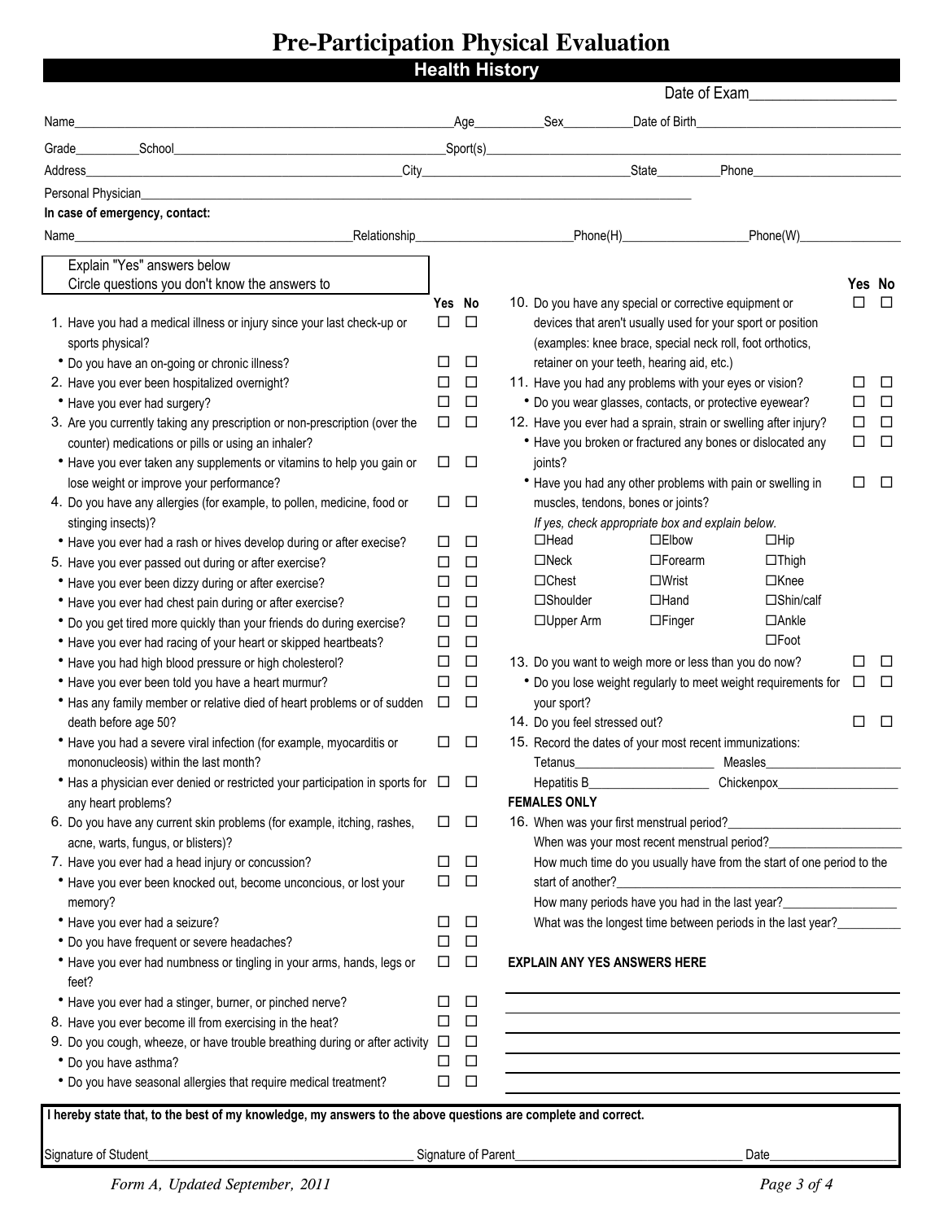# Pre-Participation Physical Evaluation

## Health History

Date of Exam__________________

Name______________________________ Age________ Sex________ Date of Birth__________________

Grade________ School______________________________ Sport(s)______________________________

Address______________________________ City__________________ State________ Phone__________________

Personal Physician______________________________________________

**In case of emergency, contact:**

Name______________________________ Relationship__________________ Phone(H)__________________ Phone(W)__________________

Explain "Yes" answers below
Circle questions you don't know the answers to

| Question | Yes | No |
|---|---|---|
| 1. Have you had a medical illness or injury since your last check-up or sports physical? | ☐ | ☐ |
| • Do you have an on-going or chronic illness? | ☐ | ☐ |
| 2. Have you ever been hospitalized overnight? | ☐ | ☐ |
| • Have you ever had surgery? | ☐ | ☐ |
| 3. Are you currently taking any prescription or non-prescription (over the counter) medications or pills or using an inhaler? | ☐ | ☐ |
| • Have you ever taken any supplements or vitamins to help you gain or lose weight or improve your performance? | ☐ | ☐ |
| 4. Do you have any allergies (for example, to pollen, medicine, food or stinging insects)? | ☐ | ☐ |
| • Have you ever had a rash or hives develop during or after exercise? | ☐ | ☐ |
| 5. Have you ever passed out during or after exercise? | ☐ | ☐ |
| • Have you ever been dizzy during or after exercise? | ☐ | ☐ |
| • Have you ever had chest pain during or after exercise? | ☐ | ☐ |
| • Do you get tired more quickly than your friends do during exercise? | ☐ | ☐ |
| • Have you ever had racing of your heart or skipped heartbeats? | ☐ | ☐ |
| • Have you had high blood pressure or high cholesterol? | ☐ | ☐ |
| • Have you ever been told you have a heart murmur? | ☐ | ☐ |
| • Has any family member or relative died of heart problems or of sudden death before age 50? | ☐ | ☐ |
| • Have you had a severe viral infection (for example, myocarditis or mononucleosis) within the last month? | ☐ | ☐ |
| • Has a physician ever denied or restricted your participation in sports for any heart problems? | ☐ | ☐ |
| 6. Do you have any current skin problems (for example, itching, rashes, acne, warts, fungus, or blisters)? | ☐ | ☐ |
| 7. Have you ever had a head injury or concussion? | ☐ | ☐ |
| • Have you ever been knocked out, become unconcious, or lost your memory? | ☐ | ☐ |
| • Have you ever had a seizure? | ☐ | ☐ |
| • Do you have frequent or severe headaches? | ☐ | ☐ |
| • Have you ever had numbness or tingling in your arms, hands, legs or feet? | ☐ | ☐ |
| • Have you ever had a stinger, burner, or pinched nerve? | ☐ | ☐ |
| 8. Have you ever become ill from exercising in the heat? | ☐ | ☐ |
| 9. Do you cough, wheeze, or have trouble breathing during or after activity | ☐ | ☐ |
| • Do you have asthma? | ☐ | ☐ |
| • Do you have seasonal allergies that require medical treatment? | ☐ | ☐ |
| 10. Do you have any special or corrective equipment or devices that aren't usually used for your sport or position (examples: knee brace, special neck roll, foot orthotics, retainer on your teeth, hearing aid, etc.) | ☐ | ☐ |
| 11. Have you had any problems with your eyes or vision? | ☐ | ☐ |
| • Do you wear glasses, contacts, or protective eyewear? | ☐ | ☐ |
| 12. Have you ever had a sprain, strain or swelling after injury? | ☐ | ☐ |
| • Have you broken or fractured any bones or dislocated any joints? | ☐ | ☐ |
| • Have you had any other problems with pain or swelling in muscles, tendons, bones or joints? | ☐ | ☐ |

*If yes, check appropriate box and explain below.*

| | | |
|---|---|---|
| ☐Head | ☐Elbow | ☐Hip |
| ☐Neck | ☐Forearm | ☐Thigh |
| ☐Chest | ☐Wrist | ☐Knee |
| ☐Shoulder | ☐Hand | ☐Shin/calf |
| ☐Upper Arm | ☐Finger | ☐Ankle |
| | | ☐Foot |

| Question | Yes | No |
|---|---|---|
| 13. Do you want to weigh more or less than you do now? | ☐ | ☐ |
| • Do you lose weight regularly to meet weight requirements for your sport? | ☐ | ☐ |
| 14. Do you feel stressed out? | ☐ | ☐ |

15. Record the dates of your most recent immunizations:

Tetanus__________________ Measles__________________

Hepatitis B__________________ Chickenpox__________________

**FEMALES ONLY**

16. When was your first menstrual period?__________________

When was your most recent menstrual period?__________________

How much time do you usually have from the start of one period to the start of another?__________________

How many periods have you had in the last year?__________________

What was the longest time between periods in the last year?__________

**EXPLAIN ANY YES ANSWERS HERE**

______________________________________________

______________________________________________

______________________________________________

______________________________________________

______________________________________________

______________________________________________

**I hereby state that, to the best of my knowledge, my answers to the above questions are complete and correct.**

Signature of Student______________________ Signature of Parent______________________ Date__________

*Form A, Updated September, 2011*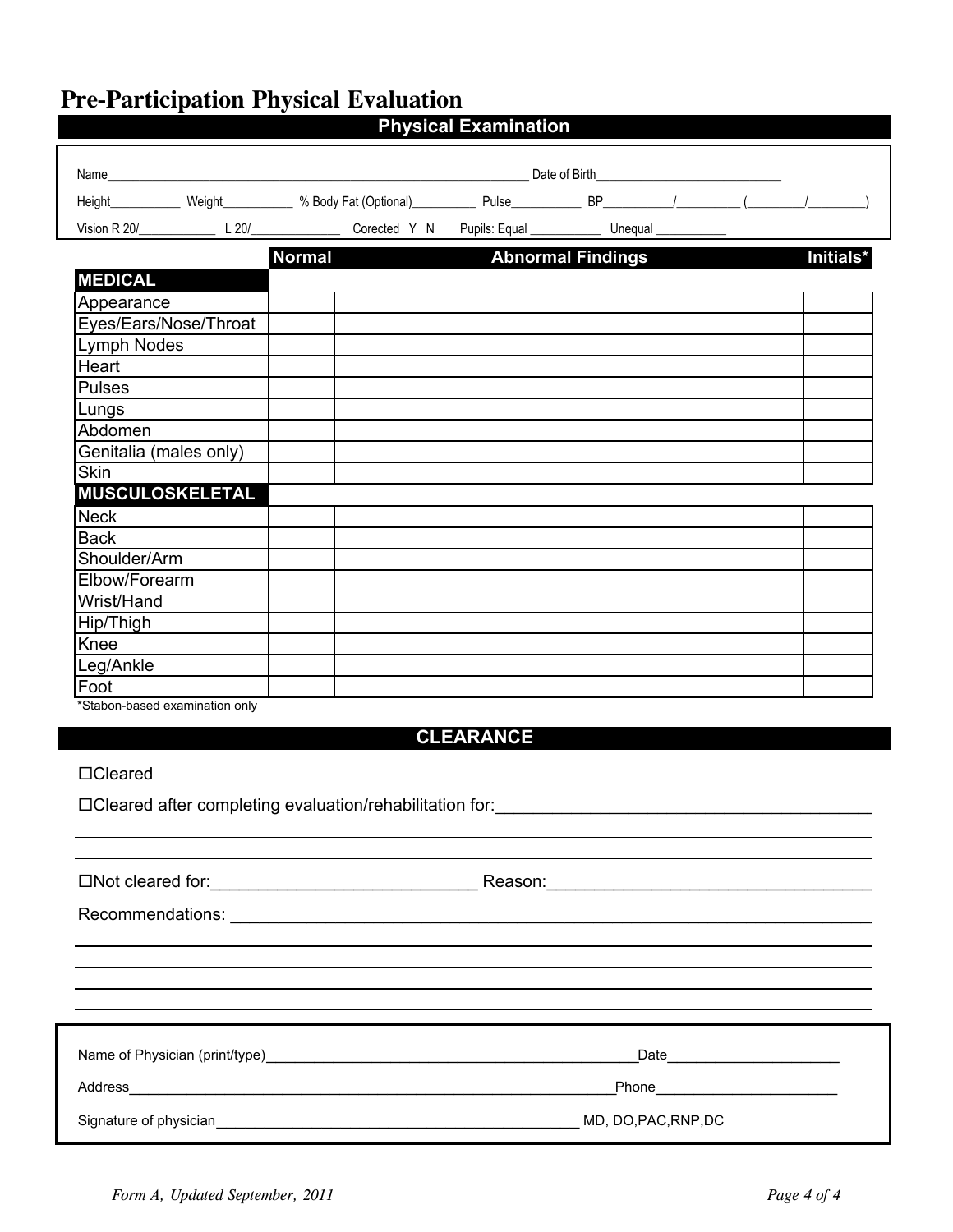# Pre-Participation Physical Evaluation

## Physical Examination

Name________________________________________ Date of Birth____________________

Height__________ Weight__________ % Body Fat (Optional)__________ Pulse__________ BP________/________ (________/________)

Vision R 20/__________ L 20/__________ Corected Y N Pupils: Equal __________ Unequal __________

| | Normal | Abnormal Findings | Initials* |
|---|---|---|---|
| **MEDICAL** | | | |
| Appearance | | | |
| Eyes/Ears/Nose/Throat | | | |
| Lymph Nodes | | | |
| Heart | | | |
| Pulses | | | |
| Lungs | | | |
| Abdomen | | | |
| Genitalia (males only) | | | |
| Skin | | | |
| **MUSCULOSKELETAL** | | | |
| Neck | | | |
| Back | | | |
| Shoulder/Arm | | | |
| Elbow/Forearm | | | |
| Wrist/Hand | | | |
| Hip/Thigh | | | |
| Knee | | | |
| Leg/Ankle | | | |
| Foot | | | |

*Stabon-based examination only

## CLEARANCE

☐Cleared

☐Cleared after completing evaluation/rehabilitation for:________________________________________

________________________________________________________________________________

________________________________________________________________________________

☐Not cleared for:____________________________ Reason:____________________________________

Recommendations: ______________________________________________________________________

________________________________________________________________________________

________________________________________________________________________________

________________________________________________________________________________

________________________________________________________________________________

Name of Physician (print/type)________________________________________Date____________________

Address________________________________________________________Phone____________________

Signature of physician________________________________________ MD, DO,PAC,RNP,DC

*Form A, Updated September, 2011*